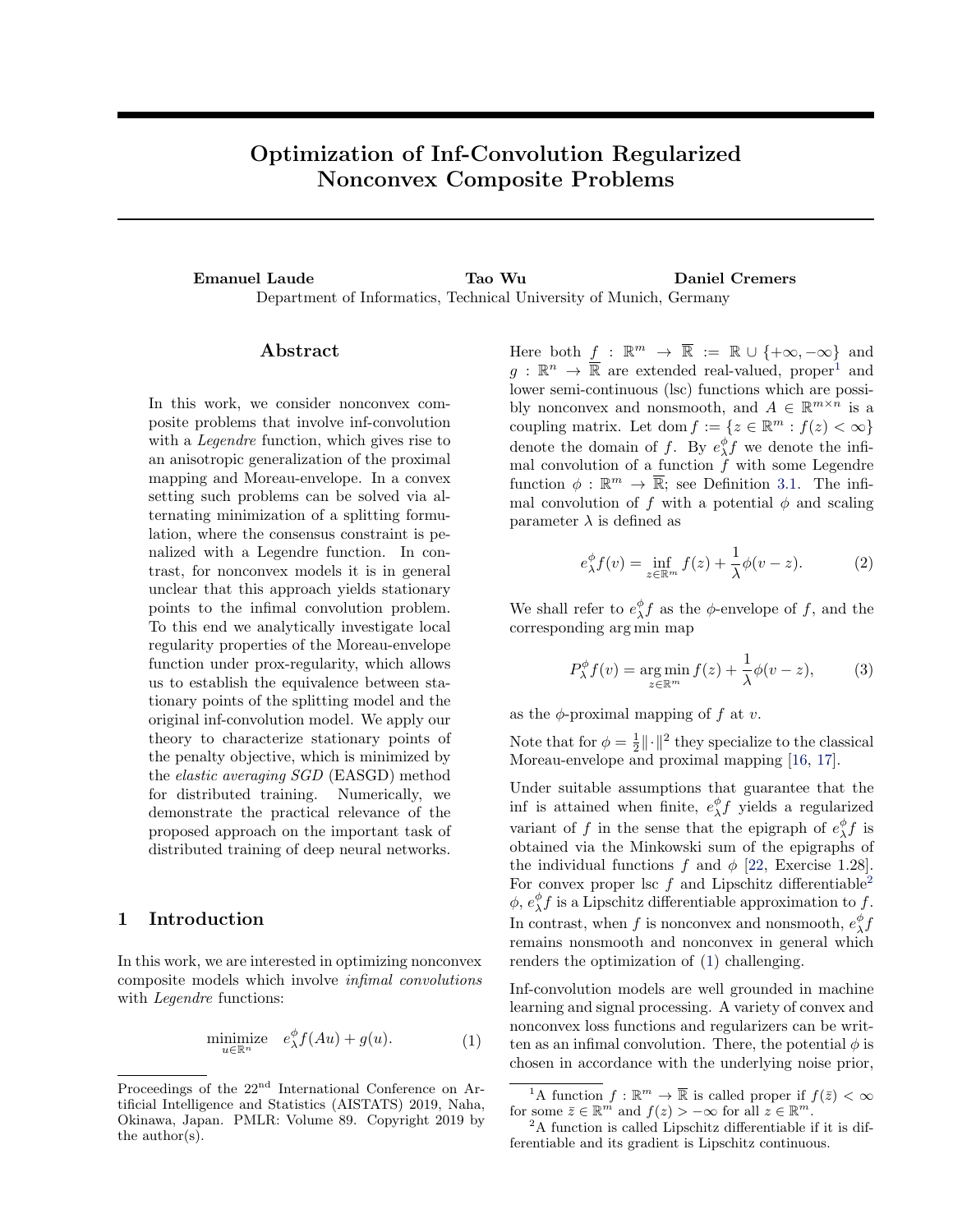# Optimization of Inf-Convolution Regularized Nonconvex Composite Problems

**Emanuel Laude** **Tao Wu** **Daniel Cremers**
Department of Informatics, Technical University of Munich, Germany

## Abstract

In this work, we consider nonconvex composite problems that involve inf-convolution with a *Legendre* function, which gives rise to an anisotropic generalization of the proximal mapping and Moreau-envelope. In a convex setting such problems can be solved via alternating minimization of a splitting formulation, where the consensus constraint is penalized with a Legendre function. In contrast, for nonconvex models it is in general unclear that this approach yields stationary points to the infimal convolution problem. To this end we analytically investigate local regularity properties of the Moreau-envelope function under prox-regularity, which allows us to establish the equivalence between stationary points of the splitting model and the original inf-convolution model. We apply our theory to characterize stationary points of the penalty objective, which is minimized by the *elastic averaging SGD* (EASGD) method for distributed training. Numerically, we demonstrate the practical relevance of the proposed approach on the important task of distributed training of deep neural networks.

## 1 Introduction

In this work, we are interested in optimizing nonconvex composite models which involve *infimal convolutions* with *Legendre* functions:

$$\underset{u \in \mathbb{R}^n}{\text{minimize}} \quad e_\lambda^\phi f(Au) + g(u). \tag{1}$$

Here both $f : \mathbb{R}^m \to \overline{\mathbb{R}} := \mathbb{R} \cup \{+\infty, -\infty\}$ and $g : \mathbb{R}^n \to \overline{\mathbb{R}}$ are extended real-valued, proper[1] and lower semi-continuous (lsc) functions which are possibly nonconvex and nonsmooth, and $A \in \mathbb{R}^{m \times n}$ is a coupling matrix. Let $\operatorname{dom} f := \{z \in \mathbb{R}^m : f(z) < \infty\}$ denote the domain of $f$. By $e_\lambda^\phi f$ we denote the infimal convolution of a function $f$ with some Legendre function $\phi : \mathbb{R}^m \to \overline{\mathbb{R}}$; see Definition 3.1. The infimal convolution of $f$ with a potential $\phi$ and scaling parameter $\lambda$ is defined as

$$e_\lambda^\phi f(v) = \inf_{z \in \mathbb{R}^m} f(z) + \frac{1}{\lambda}\phi(v - z). \tag{2}$$

We shall refer to $e_\lambda^\phi f$ as the $\phi$-envelope of $f$, and the corresponding arg min map

$$P_\lambda^\phi f(v) = \underset{z \in \mathbb{R}^m}{\arg\min}\, f(z) + \frac{1}{\lambda}\phi(v - z), \tag{3}$$

as the $\phi$-proximal mapping of $f$ at $v$.

Note that for $\phi = \frac{1}{2}\|\cdot\|^2$ they specialize to the classical Moreau-envelope and proximal mapping [16, 17].

Under suitable assumptions that guarantee that the inf is attained when finite, $e_\lambda^\phi f$ yields a regularized variant of $f$ in the sense that the epigraph of $e_\lambda^\phi f$ is obtained via the Minkowski sum of the epigraphs of the individual functions $f$ and $\phi$ [22, Exercise 1.28]. For convex proper lsc $f$ and Lipschitz differentiable[2] $\phi$, $e_\lambda^\phi f$ is a Lipschitz differentiable approximation to $f$. In contrast, when $f$ is nonconvex and nonsmooth, $e_\lambda^\phi f$ remains nonsmooth and nonconvex in general which renders the optimization of (1) challenging.

Inf-convolution models are well grounded in machine learning and signal processing. A variety of convex and nonconvex loss functions and regularizers can be written as an infimal convolution. There, the potential $\phi$ is chosen in accordance with the underlying noise prior,

[1] A function $f : \mathbb{R}^m \to \overline{\mathbb{R}}$ is called proper if $f(\bar{z}) < \infty$ for some $\bar{z} \in \mathbb{R}^m$ and $f(z) > -\infty$ for all $z \in \mathbb{R}^m$.

[2] A function is called Lipschitz differentiable if it is differentiable and its gradient is Lipschitz continuous.

Proceedings of the 22nd International Conference on Artificial Intelligence and Statistics (AISTATS) 2019, Naha, Okinawa, Japan. PMLR: Volume 89. Copyright 2019 by the author(s).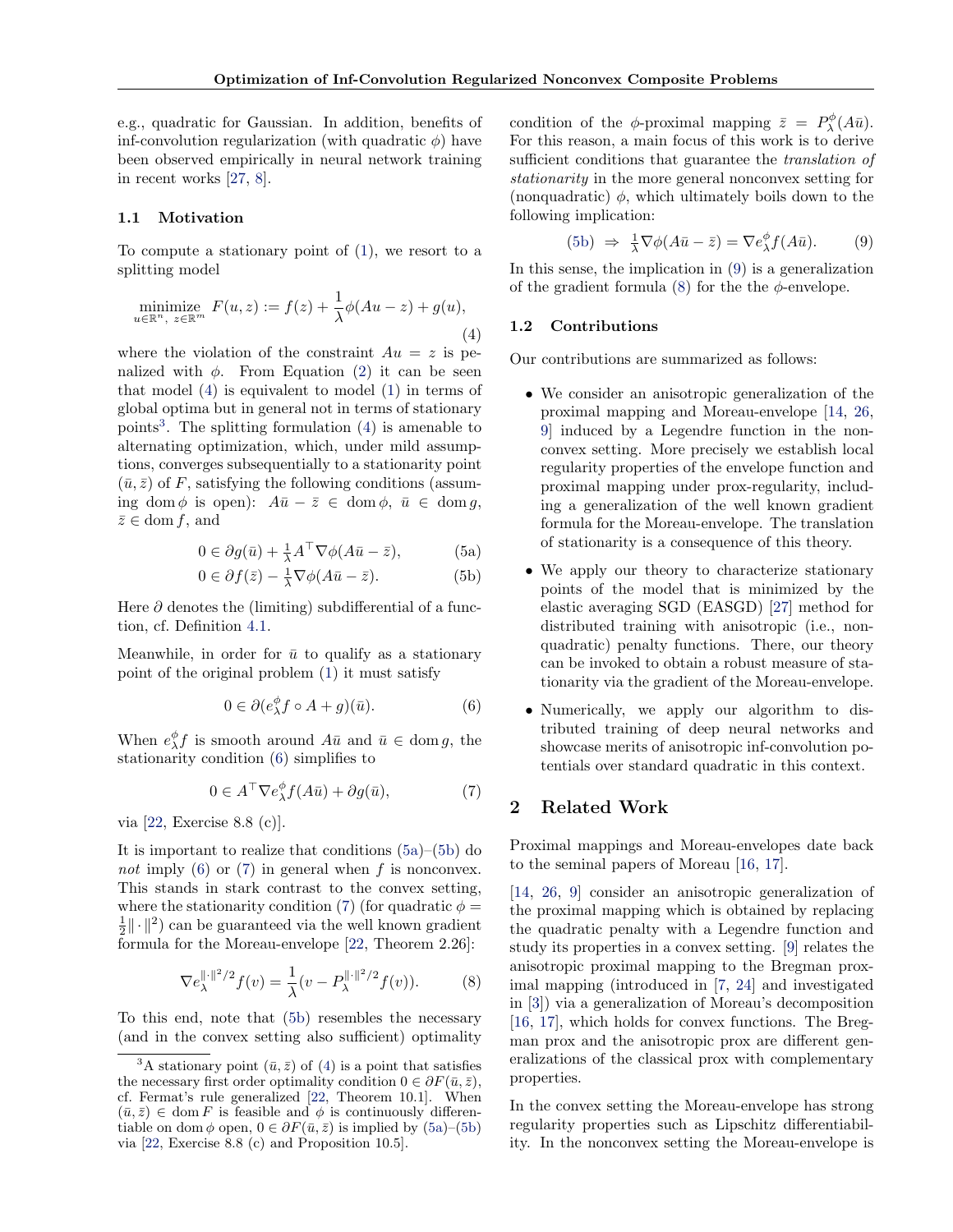e.g., quadratic for Gaussian. In addition, benefits of inf-convolution regularization (with quadratic $\phi$) have been observed empirically in neural network training in recent works [27, 8].

### 1.1 Motivation

To compute a stationary point of (1), we resort to a splitting model

$$\underset{u\in\mathbb{R}^n,\ z\in\mathbb{R}^m}{\text{minimize}}\ F(u,z) := f(z) + \frac{1}{\lambda}\phi(Au - z) + g(u), \tag{4}$$

where the violation of the constraint $Au = z$ is penalized with $\phi$. From Equation (2) it can be seen that model (4) is equivalent to model (1) in terms of global optima but in general not in terms of stationary points[3]. The splitting formulation (4) is amenable to alternating optimization, which, under mild assumptions, converges subsequentially to a stationarity point $(\bar{u}, \bar{z})$ of $F$, satisfying the following conditions (assuming $\operatorname{dom}\phi$ is open): $A\bar{u} - \bar{z} \in \operatorname{dom}\phi$, $\bar{u} \in \operatorname{dom} g$, $\bar{z} \in \operatorname{dom} f$, and

$$0 \in \partial g(\bar{u}) + \tfrac{1}{\lambda}A^\top \nabla\phi(A\bar{u} - \bar{z}), \tag{5a}$$

$$0 \in \partial f(\bar{z}) - \tfrac{1}{\lambda}\nabla\phi(A\bar{u} - \bar{z}). \tag{5b}$$

Here $\partial$ denotes the (limiting) subdifferential of a function, cf. Definition 4.1.

Meanwhile, in order for $\bar{u}$ to qualify as a stationary point of the original problem (1) it must satisfy

$$0 \in \partial(e_\lambda^\phi f \circ A + g)(\bar{u}). \tag{6}$$

When $e_\lambda^\phi f$ is smooth around $A\bar{u}$ and $\bar{u} \in \operatorname{dom} g$, the stationarity condition (6) simplifies to

$$0 \in A^\top \nabla e_\lambda^\phi f(A\bar{u}) + \partial g(\bar{u}), \tag{7}$$

via [22, Exercise 8.8 (c)].

It is important to realize that conditions (5a)–(5b) do *not* imply (6) or (7) in general when $f$ is nonconvex. This stands in stark contrast to the convex setting, where the stationarity condition (7) (for quadratic $\phi = \frac{1}{2}\|\cdot\|^2$) can be guaranteed via the well known gradient formula for the Moreau-envelope [22, Theorem 2.26]:

$$\nabla e_\lambda^{\|\cdot\|^2/2} f(v) = \frac{1}{\lambda}(v - P_\lambda^{\|\cdot\|^2/2} f(v)). \tag{8}$$

To this end, note that (5b) resembles the necessary (and in the convex setting also sufficient) optimality condition of the $\phi$-proximal mapping $\bar{z} = P_\lambda^\phi(A\bar{u})$. For this reason, a main focus of this work is to derive sufficient conditions that guarantee the *translation of stationarity* in the more general nonconvex setting for (nonquadratic) $\phi$, which ultimately boils down to the following implication:

$$\text{(5b)} \ \Rightarrow\ \tfrac{1}{\lambda}\nabla\phi(A\bar{u} - \bar{z}) = \nabla e_\lambda^\phi f(A\bar{u}). \tag{9}$$

In this sense, the implication in (9) is a generalization of the gradient formula (8) for the the $\phi$-envelope.

### 1.2 Contributions

Our contributions are summarized as follows:

- We consider an anisotropic generalization of the proximal mapping and Moreau-envelope [14, 26, 9] induced by a Legendre function in the nonconvex setting. More precisely we establish local regularity properties of the envelope function and proximal mapping under prox-regularity, including a generalization of the well known gradient formula for the Moreau-envelope. The translation of stationarity is a consequence of this theory.
- We apply our theory to characterize stationary points of the model that is minimized by the elastic averaging SGD (EASGD) [27] method for distributed training with anisotropic (i.e., nonquadratic) penalty functions. There, our theory can be invoked to obtain a robust measure of stationarity via the gradient of the Moreau-envelope.
- Numerically, we apply our algorithm to distributed training of deep neural networks and showcase merits of anisotropic inf-convolution potentials over standard quadratic in this context.

## 2 Related Work

Proximal mappings and Moreau-envelopes date back to the seminal papers of Moreau [16, 17].

[14, 26, 9] consider an anisotropic generalization of the proximal mapping which is obtained by replacing the quadratic penalty with a Legendre function and study its properties in a convex setting. [9] relates the anisotropic proximal mapping to the Bregman proximal mapping (introduced in [7, 24] and investigated in [3]) via a generalization of Moreau's decomposition [16, 17], which holds for convex functions. The Bregman prox and the anisotropic prox are different generalizations of the classical prox with complementary properties.

In the convex setting the Moreau-envelope has strong regularity properties such as Lipschitz differentiability. In the nonconvex setting the Moreau-envelope is

[3] A stationary point $(\bar{u}, \bar{z})$ of (4) is a point that satisfies the necessary first order optimality condition $0 \in \partial F(\bar{u}, \bar{z})$, cf. Fermat's rule generalized [22, Theorem 10.1]. When $(\bar{u}, \bar{z}) \in \operatorname{dom} F$ is feasible and $\phi$ is continuously differentiable on $\operatorname{dom}\phi$ open, $0 \in \partial F(\bar{u}, \bar{z})$ is implied by (5a)–(5b) via [22, Exercise 8.8 (c) and Proposition 10.5].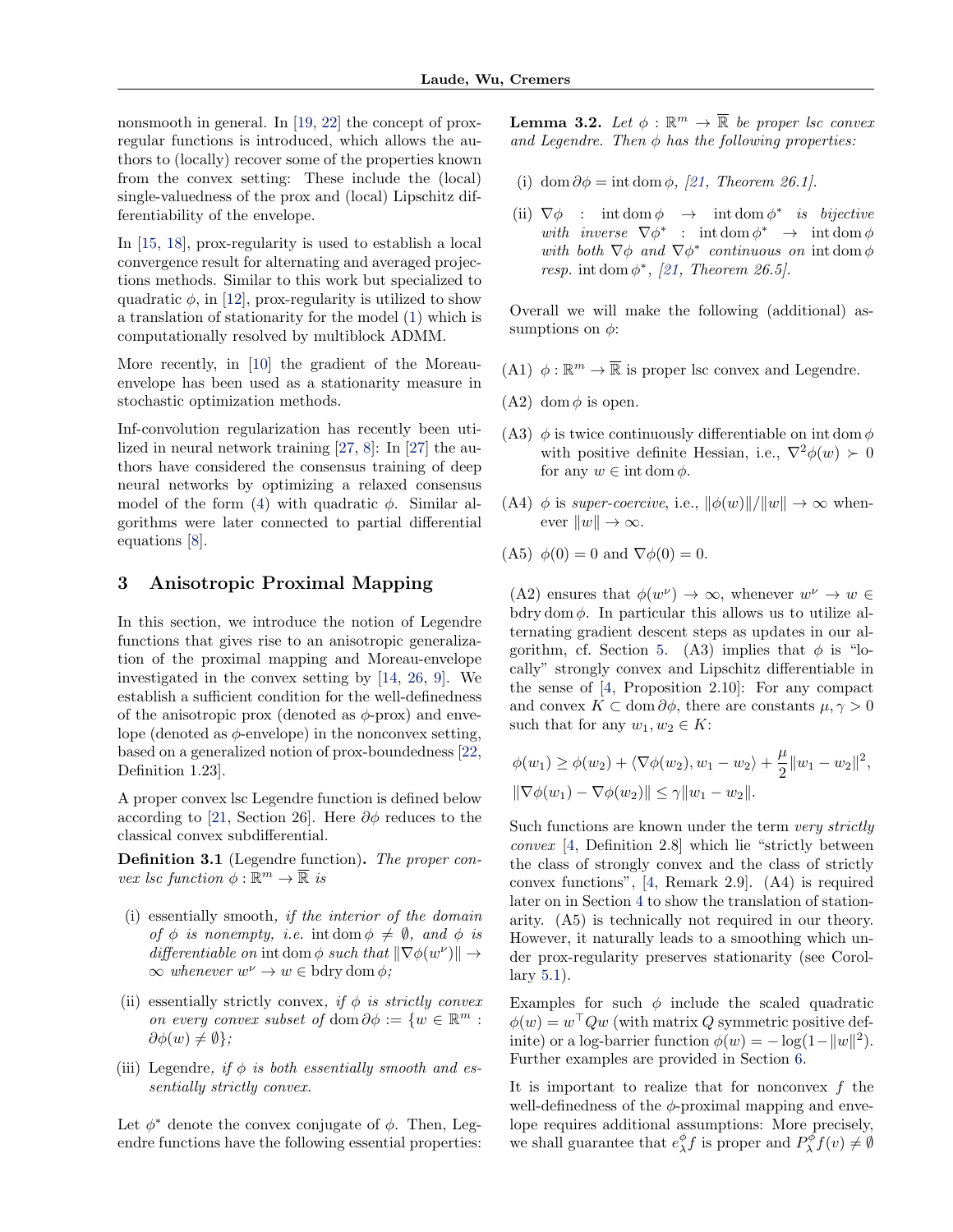nonsmooth in general. In [19, 22] the concept of prox-regular functions is introduced, which allows the authors to (locally) recover some of the properties known from the convex setting: These include the (local) single-valuedness of the prox and (local) Lipschitz differentiability of the envelope.

In [15, 18], prox-regularity is used to establish a local convergence result for alternating and averaged projections methods. Similar to this work but specialized to quadratic $\phi$, in [12], prox-regularity is utilized to show a translation of stationarity for the model (1) which is computationally resolved by multiblock ADMM.

More recently, in [10] the gradient of the Moreau-envelope has been used as a stationarity measure in stochastic optimization methods.

Inf-convolution regularization has recently been utilized in neural network training [27, 8]: In [27] the authors have considered the consensus training of deep neural networks by optimizing a relaxed consensus model of the form (4) with quadratic $\phi$. Similar algorithms were later connected to partial differential equations [8].

## 3 Anisotropic Proximal Mapping

In this section, we introduce the notion of Legendre functions that gives rise to an anisotropic generalization of the proximal mapping and Moreau-envelope investigated in the convex setting by [14, 26, 9]. We establish a sufficient condition for the well-definedness of the anisotropic prox (denoted as $\phi$-prox) and envelope (denoted as $\phi$-envelope) in the nonconvex setting, based on a generalized notion of prox-boundedness [22, Definition 1.23].

A proper convex lsc Legendre function is defined below according to [21, Section 26]. Here $\partial\phi$ reduces to the classical convex subdifferential.

**Definition 3.1** (Legendre function)**.** *The proper convex lsc function $\phi : \mathbb{R}^m \to \overline{\mathbb{R}}$ is*

- (i) essentially smooth, *if the interior of the domain of $\phi$ is nonempty, i.e. $\operatorname{int}\operatorname{dom}\phi \neq \emptyset$, and $\phi$ is differentiable on $\operatorname{int}\operatorname{dom}\phi$ such that $\|\nabla\phi(w^\nu)\| \to \infty$ whenever $w^\nu \to w \in \operatorname{bdry}\operatorname{dom}\phi$;*
- (ii) essentially strictly convex, *if $\phi$ is strictly convex on every convex subset of $\operatorname{dom}\partial\phi := \{w \in \mathbb{R}^m : \partial\phi(w) \neq \emptyset\}$;*
- (iii) Legendre, *if $\phi$ is both essentially smooth and essentially strictly convex.*

Let $\phi^*$ denote the convex conjugate of $\phi$. Then, Legendre functions have the following essential properties:

**Lemma 3.2.** *Let $\phi : \mathbb{R}^m \to \overline{\mathbb{R}}$ be proper lsc convex and Legendre. Then $\phi$ has the following properties:*

- (i) *$\operatorname{dom}\partial\phi = \operatorname{int}\operatorname{dom}\phi$, [21, Theorem 26.1].*
- (ii) *$\nabla\phi : \operatorname{int}\operatorname{dom}\phi \to \operatorname{int}\operatorname{dom}\phi^*$ is bijective with inverse $\nabla\phi^* : \operatorname{int}\operatorname{dom}\phi^* \to \operatorname{int}\operatorname{dom}\phi$ with both $\nabla\phi$ and $\nabla\phi^*$ continuous on $\operatorname{int}\operatorname{dom}\phi$ resp. $\operatorname{int}\operatorname{dom}\phi^*$, [21, Theorem 26.5].*

Overall we will make the following (additional) assumptions on $\phi$:

- (A1) $\phi : \mathbb{R}^m \to \overline{\mathbb{R}}$ is proper lsc convex and Legendre.
- (A2) $\operatorname{dom}\phi$ is open.
- (A3) $\phi$ is twice continuously differentiable on $\operatorname{int}\operatorname{dom}\phi$ with positive definite Hessian, i.e., $\nabla^2\phi(w) \succ 0$ for any $w \in \operatorname{int}\operatorname{dom}\phi$.
- (A4) $\phi$ is *super-coercive*, i.e., $\|\phi(w)\|/\|w\| \to \infty$ whenever $\|w\| \to \infty$.
- (A5) $\phi(0) = 0$ and $\nabla\phi(0) = 0$.

(A2) ensures that $\phi(w^\nu) \to \infty$, whenever $w^\nu \to w \in \operatorname{bdry}\operatorname{dom}\phi$. In particular this allows us to utilize alternating gradient descent steps as updates in our algorithm, cf. Section 5. (A3) implies that $\phi$ is "locally" strongly convex and Lipschitz differentiable in the sense of [4, Proposition 2.10]: For any compact and convex $K \subset \operatorname{dom}\partial\phi$, there are constants $\mu, \gamma > 0$ such that for any $w_1, w_2 \in K$:

$$\phi(w_1) \geq \phi(w_2) + \langle\nabla\phi(w_2), w_1 - w_2\rangle + \frac{\mu}{2}\|w_1 - w_2\|^2,$$
$$\|\nabla\phi(w_1) - \nabla\phi(w_2)\| \leq \gamma\|w_1 - w_2\|.$$

Such functions are known under the term *very strictly convex* [4, Definition 2.8] which lie "strictly between the class of strongly convex and the class of strictly convex functions", [4, Remark 2.9]. (A4) is required later on in Section 4 to show the translation of stationarity. (A5) is technically not required in our theory. However, it naturally leads to a smoothing which under prox-regularity preserves stationarity (see Corollary 5.1).

Examples for such $\phi$ include the scaled quadratic $\phi(w) = w^\top Qw$ (with matrix $Q$ symmetric positive definite) or a log-barrier function $\phi(w) = -\log(1-\|w\|^2)$. Further examples are provided in Section 6.

It is important to realize that for nonconvex $f$ the well-definedness of the $\phi$-proximal mapping and envelope requires additional assumptions: More precisely, we shall guarantee that $e_\lambda^\phi f$ is proper and $P_\lambda^\phi f(v) \neq \emptyset$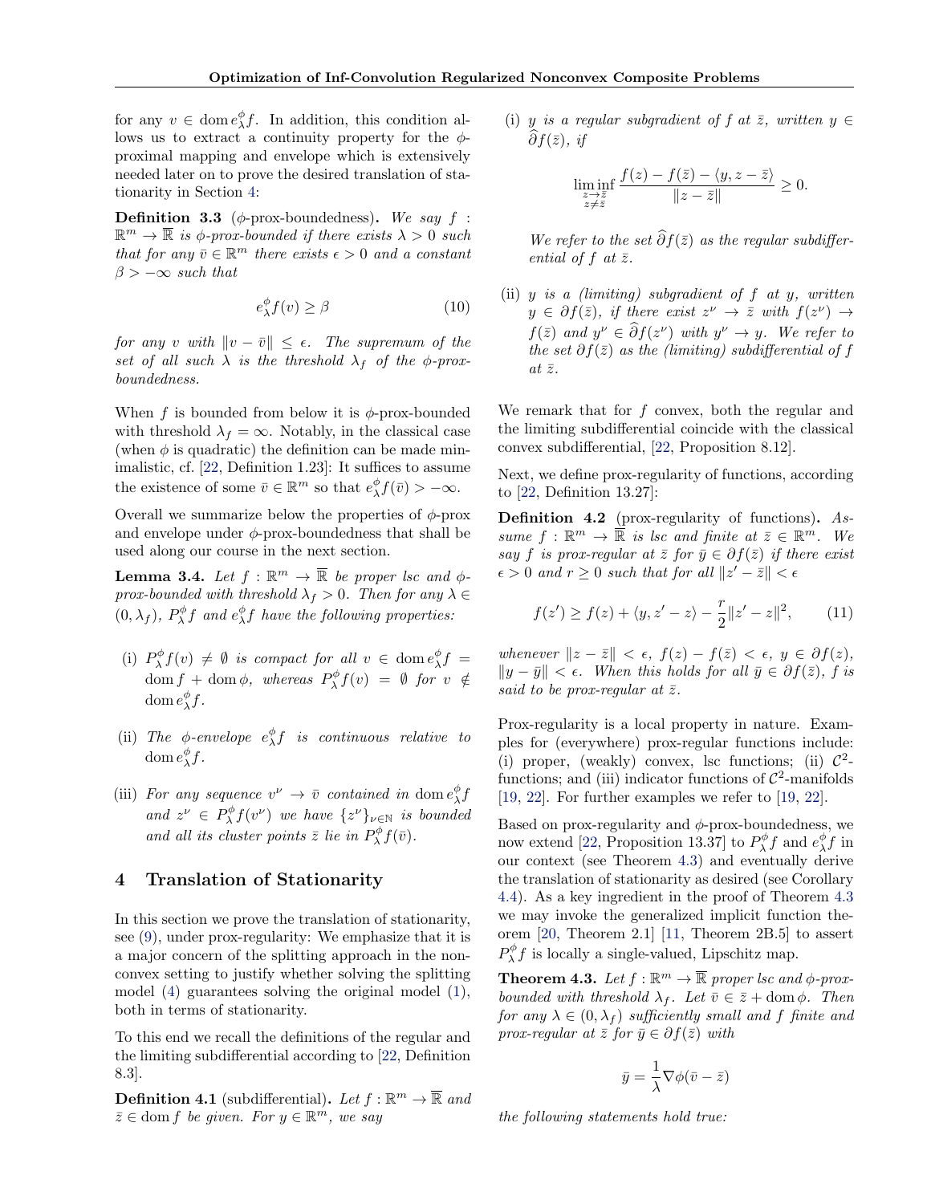for any $v \in \operatorname{dom} e_\lambda^\phi f$. In addition, this condition allows us to extract a continuity property for the $\phi$-proximal mapping and envelope which is extensively needed later on to prove the desired translation of stationarity in Section 4:

**Definition 3.3** ($\phi$-prox-boundedness)**.** *We say $f : \mathbb{R}^m \to \overline{\mathbb{R}}$ is $\phi$-prox-bounded if there exists $\lambda > 0$ such that for any $\bar{v} \in \mathbb{R}^m$ there exists $\epsilon > 0$ and a constant $\beta > -\infty$ such that*

$$e_\lambda^\phi f(v) \geq \beta \tag{10}$$

*for any $v$ with $\|v - \bar{v}\| \leq \epsilon$. The supremum of the set of all such $\lambda$ is the threshold $\lambda_f$ of the $\phi$-prox-boundedness.*

When $f$ is bounded from below it is $\phi$-prox-bounded with threshold $\lambda_f = \infty$. Notably, in the classical case (when $\phi$ is quadratic) the definition can be made minimalistic, cf. [22, Definition 1.23]: It suffices to assume the existence of some $\bar{v} \in \mathbb{R}^m$ so that $e_\lambda^\phi f(\bar{v}) > -\infty$.

Overall we summarize below the properties of $\phi$-prox and envelope under $\phi$-prox-boundedness that shall be used along our course in the next section.

**Lemma 3.4.** *Let $f : \mathbb{R}^m \to \overline{\mathbb{R}}$ be proper lsc and $\phi$-prox-bounded with threshold $\lambda_f > 0$. Then for any $\lambda \in (0, \lambda_f)$, $P_\lambda^\phi f$ and $e_\lambda^\phi f$ have the following properties:*

- (i) *$P_\lambda^\phi f(v) \neq \emptyset$ is compact for all $v \in \operatorname{dom} e_\lambda^\phi f = \operatorname{dom} f + \operatorname{dom} \phi$, whereas $P_\lambda^\phi f(v) = \emptyset$ for $v \notin \operatorname{dom} e_\lambda^\phi f$.*
- (ii) *The $\phi$-envelope $e_\lambda^\phi f$ is continuous relative to $\operatorname{dom} e_\lambda^\phi f$.*
- (iii) *For any sequence $v^\nu \to \bar{v}$ contained in $\operatorname{dom} e_\lambda^\phi f$ and $z^\nu \in P_\lambda^\phi f(v^\nu)$ we have $\{z^\nu\}_{\nu \in \mathbb{N}}$ is bounded and all its cluster points $\bar{z}$ lie in $P_\lambda^\phi f(\bar{v})$.*

## 4 Translation of Stationarity

In this section we prove the translation of stationarity, see (9), under prox-regularity: We emphasize that it is a major concern of the splitting approach in the nonconvex setting to justify whether solving the splitting model (4) guarantees solving the original model (1), both in terms of stationarity.

To this end we recall the definitions of the regular and the limiting subdifferential according to [22, Definition 8.3].

**Definition 4.1** (subdifferential)**.** *Let $f : \mathbb{R}^m \to \overline{\mathbb{R}}$ and $\bar{z} \in \operatorname{dom} f$ be given. For $y \in \mathbb{R}^m$, we say*

- (i) *$y$ is a regular subgradient of $f$ at $\bar{z}$, written $y \in \widehat{\partial} f(\bar{z})$, if*

$$\liminf_{\substack{z \to \bar{z} \\ z \neq \bar{z}}} \frac{f(z) - f(\bar{z}) - \langle y, z - \bar{z} \rangle}{\|z - \bar{z}\|} \geq 0.$$

  *We refer to the set $\widehat{\partial} f(\bar{z})$ as the regular subdifferential of $f$ at $\bar{z}$.*

- (ii) *$y$ is a (limiting) subgradient of $f$ at $y$, written $y \in \partial f(\bar{z})$, if there exist $z^\nu \to \bar{z}$ with $f(z^\nu) \to f(\bar{z})$ and $y^\nu \in \widehat{\partial} f(z^\nu)$ with $y^\nu \to y$. We refer to the set $\partial f(\bar{z})$ as the (limiting) subdifferential of $f$ at $\bar{z}$.*

We remark that for $f$ convex, both the regular and the limiting subdifferential coincide with the classical convex subdifferential, [22, Proposition 8.12].

Next, we define prox-regularity of functions, according to [22, Definition 13.27]:

**Definition 4.2** (prox-regularity of functions)**.** *Assume $f : \mathbb{R}^m \to \overline{\mathbb{R}}$ is lsc and finite at $\bar{z} \in \mathbb{R}^m$. We say $f$ is prox-regular at $\bar{z}$ for $\bar{y} \in \partial f(\bar{z})$ if there exist $\epsilon > 0$ and $r \geq 0$ such that for all $\|z' - \bar{z}\| < \epsilon$*

$$f(z') \geq f(z) + \langle y, z' - z \rangle - \frac{r}{2}\|z' - z\|^2, \tag{11}$$

*whenever $\|z - \bar{z}\| < \epsilon$, $f(z) - f(\bar{z}) < \epsilon$, $y \in \partial f(z)$, $\|y - \bar{y}\| < \epsilon$. When this holds for all $\bar{y} \in \partial f(\bar{z})$, $f$ is said to be prox-regular at $\bar{z}$.*

Prox-regularity is a local property in nature. Examples for (everywhere) prox-regular functions include: (i) proper, (weakly) convex, lsc functions; (ii) $\mathcal{C}^2$-functions; and (iii) indicator functions of $\mathcal{C}^2$-manifolds [19, 22]. For further examples we refer to [19, 22].

Based on prox-regularity and $\phi$-prox-boundedness, we now extend [22, Proposition 13.37] to $P_\lambda^\phi f$ and $e_\lambda^\phi f$ in our context (see Theorem 4.3) and eventually derive the translation of stationarity as desired (see Corollary 4.4). As a key ingredient in the proof of Theorem 4.3 we may invoke the generalized implicit function theorem [20, Theorem 2.1] [11, Theorem 2B.5] to assert $P_\lambda^\phi f$ is locally a single-valued, Lipschitz map.

**Theorem 4.3.** *Let $f : \mathbb{R}^m \to \overline{\mathbb{R}}$ proper lsc and $\phi$-prox-bounded with threshold $\lambda_f$. Let $\bar{v} \in \bar{z} + \operatorname{dom} \phi$. Then for any $\lambda \in (0, \lambda_f)$ sufficiently small and $f$ finite and prox-regular at $\bar{z}$ for $\bar{y} \in \partial f(\bar{z})$ with*

$$\bar{y} = \frac{1}{\lambda} \nabla \phi(\bar{v} - \bar{z})$$

*the following statements hold true:*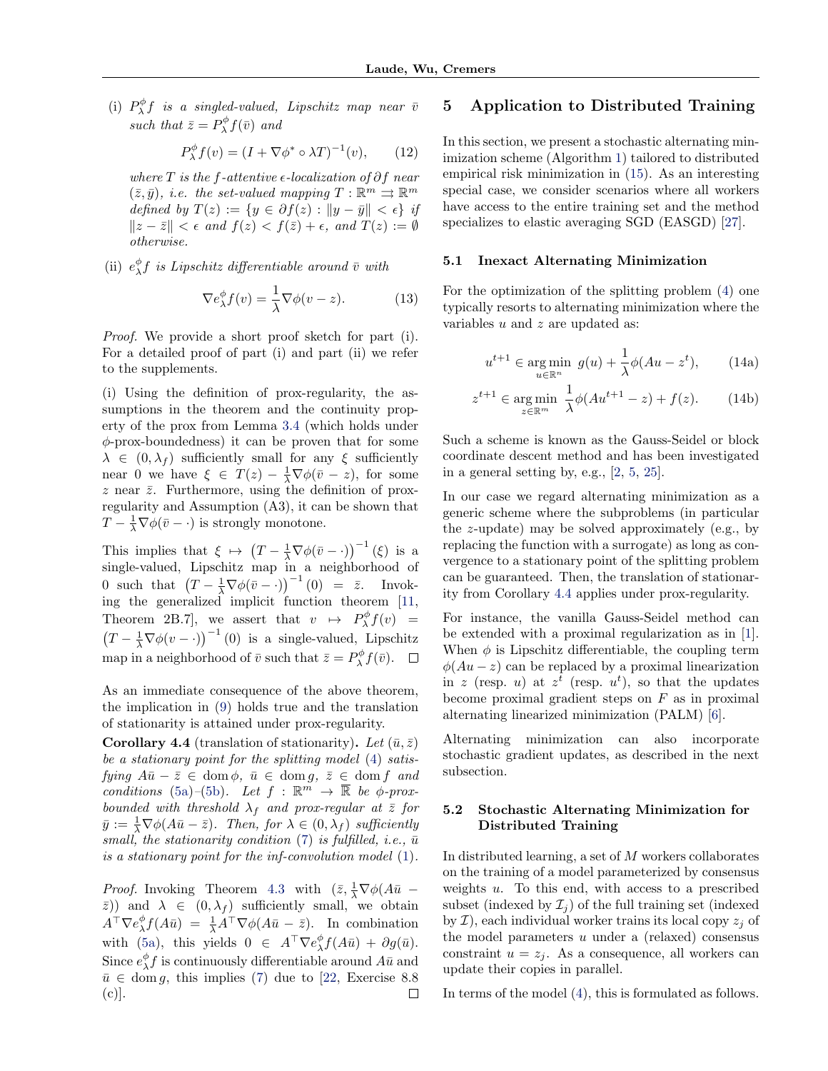(i) $P^\phi_\lambda f$ *is a singled-valued, Lipschitz map near* $\bar v$ *such that* $\bar z = P^\phi_\lambda f(\bar v)$ *and*

$$P^\phi_\lambda f(v) = (I + \nabla \phi^* \circ \lambda T)^{-1}(v), \qquad (12)$$

*where* $T$ *is the* $f$*-attentive* $\epsilon$*-localization of* $\partial f$ *near* $(\bar z, \bar y)$*, i.e. the set-valued mapping* $T : \mathbb{R}^m \rightrightarrows \mathbb{R}^m$ *defined by* $T(z) := \{y \in \partial f(z) : \|y - \bar y\| < \epsilon\}$ *if* $\|z - \bar z\| < \epsilon$ *and* $f(z) < f(\bar z) + \epsilon$*, and* $T(z) := \emptyset$ *otherwise.*

(ii) $e^\phi_\lambda f$ *is Lipschitz differentiable around* $\bar v$ *with*

$$\nabla e^\phi_\lambda f(v) = \frac{1}{\lambda} \nabla \phi(v - z). \qquad (13)$$

*Proof.* We provide a short proof sketch for part (i). For a detailed proof of part (i) and part (ii) we refer to the supplements.

(i) Using the definition of prox-regularity, the assumptions in the theorem and the continuity property of the prox from Lemma 3.4 (which holds under $\phi$-prox-boundedness) it can be proven that for some $\lambda \in (0, \lambda_f)$ sufficiently small for any $\xi$ sufficiently near 0 we have $\xi \in T(z) - \frac{1}{\lambda}\nabla\phi(\bar v - z)$, for some $z$ near $\bar z$. Furthermore, using the definition of prox-regularity and Assumption (A3), it can be shown that $T - \frac{1}{\lambda}\nabla\phi(\bar v - \cdot)$ is strongly monotone.

This implies that $\xi \mapsto \left(T - \frac{1}{\lambda}\nabla\phi(\bar v - \cdot)\right)^{-1}(\xi)$ is a single-valued, Lipschitz map in a neighborhood of 0 such that $\left(T - \frac{1}{\lambda}\nabla\phi(\bar v - \cdot)\right)^{-1}(0) = \bar z$. Invoking the generalized implicit function theorem [11, Theorem 2B.7], we assert that $v \mapsto P^\phi_\lambda f(v) = \left(T - \frac{1}{\lambda}\nabla\phi(v - \cdot)\right)^{-1}(0)$ is a single-valued, Lipschitz map in a neighborhood of $\bar v$ such that $\bar z = P^\phi_\lambda f(\bar v)$. $\square$

As an immediate consequence of the above theorem, the implication in (9) holds true and the translation of stationarity is attained under prox-regularity.

**Corollary 4.4** (translation of stationarity)**.** *Let* $(\bar u, \bar z)$ *be a stationary point for the splitting model* (4) *satisfying* $A\bar u - \bar z \in \operatorname{dom}\phi$*,* $\bar u \in \operatorname{dom} g$*,* $\bar z \in \operatorname{dom} f$ *and conditions* (5a)*–*(5b)*. Let* $f : \mathbb{R}^m \to \overline{\mathbb{R}}$ *be* $\phi$*-prox-bounded with threshold* $\lambda_f$ *and prox-regular at* $\bar z$ *for* $\bar y := \frac{1}{\lambda}\nabla\phi(A\bar u - \bar z)$*. Then, for* $\lambda \in (0, \lambda_f)$ *sufficiently small, the stationarity condition* (7) *is fulfilled, i.e.,* $\bar u$ *is a stationary point for the inf-convolution model* (1)*.*

*Proof.* Invoking Theorem 4.3 with $(\bar z, \frac{1}{\lambda}\nabla\phi(A\bar u - \bar z))$ and $\lambda \in (0, \lambda_f)$ sufficiently small, we obtain $A^\top \nabla e^\phi_\lambda f(A\bar u) = \frac{1}{\lambda} A^\top \nabla\phi(A\bar u - \bar z)$. In combination with (5a), this yields $0 \in A^\top \nabla e^\phi_\lambda f(A\bar u) + \partial g(\bar u)$. Since $e^\phi_\lambda f$ is continuously differentiable around $A\bar u$ and $\bar u \in \operatorname{dom} g$, this implies (7) due to [22, Exercise 8.8 (c)]. $\square$

## 5 Application to Distributed Training

In this section, we present a stochastic alternating minimization scheme (Algorithm 1) tailored to distributed empirical risk minimization in (15). As an interesting special case, we consider scenarios where all workers have access to the entire training set and the method specializes to elastic averaging SGD (EASGD) [27].

### 5.1 Inexact Alternating Minimization

For the optimization of the splitting problem (4) one typically resorts to alternating minimization where the variables $u$ and $z$ are updated as:

$$u^{t+1} \in \operatorname*{arg\,min}_{u \in \mathbb{R}^n} \; g(u) + \frac{1}{\lambda}\phi(Au - z^t), \qquad (14a)$$

$$z^{t+1} \in \operatorname*{arg\,min}_{z \in \mathbb{R}^m} \; \frac{1}{\lambda}\phi(Au^{t+1} - z) + f(z). \qquad (14b)$$

Such a scheme is known as the Gauss-Seidel or block coordinate descent method and has been investigated in a general setting by, e.g., [2, 5, 25].

In our case we regard alternating minimization as a generic scheme where the subproblems (in particular the $z$-update) may be solved approximately (e.g., by replacing the function with a surrogate) as long as convergence to a stationary point of the splitting problem can be guaranteed. Then, the translation of stationarity from Corollary 4.4 applies under prox-regularity.

For instance, the vanilla Gauss-Seidel method can be extended with a proximal regularization as in [1]. When $\phi$ is Lipschitz differentiable, the coupling term $\phi(Au - z)$ can be replaced by a proximal linearization in $z$ (resp. $u$) at $z^t$ (resp. $u^t$), so that the updates become proximal gradient steps on $F$ as in proximal alternating linearized minimization (PALM) [6].

Alternating minimization can also incorporate stochastic gradient updates, as described in the next subsection.

### 5.2 Stochastic Alternating Minimization for Distributed Training

In distributed learning, a set of $M$ workers collaborates on the training of a model parameterized by consensus weights $u$. To this end, with access to a prescribed subset (indexed by $\mathcal{I}_j$) of the full training set (indexed by $\mathcal{I}$), each individual worker trains its local copy $z_j$ of the model parameters $u$ under a (relaxed) consensus constraint $u = z_j$. As a consequence, all workers can update their copies in parallel.

In terms of the model (4), this is formulated as follows.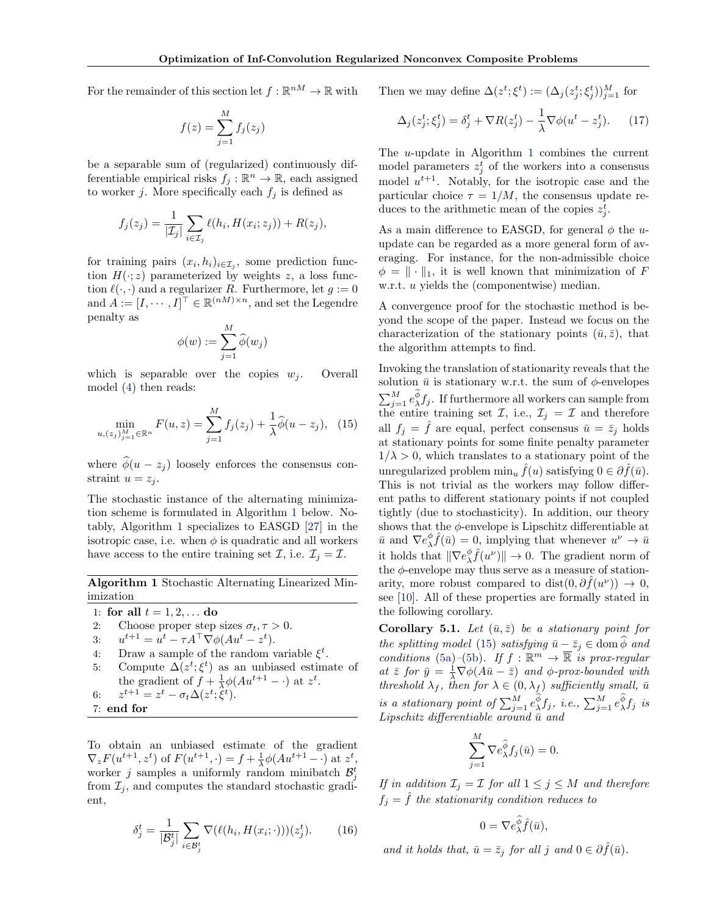For the remainder of this section let $f : \mathbb{R}^{nM} \to \mathbb{R}$ with

$$f(z) = \sum_{j=1}^{M} f_j(z_j)$$

be a separable sum of (regularized) continuously differentiable empirical risks $f_j : \mathbb{R}^n \to \mathbb{R}$, each assigned to worker $j$. More specifically each $f_j$ is defined as

$$f_j(z_j) = \frac{1}{|\mathcal{I}_j|} \sum_{i \in \mathcal{I}_j} \ell(h_i, H(x_i; z_j)) + R(z_j),$$

for training pairs $(x_i, h_i)_{i \in \mathcal{I}_j}$, some prediction function $H(\cdot; z)$ parameterized by weights $z$, a loss function $\ell(\cdot, \cdot)$ and a regularizer $R$. Furthermore, let $g := 0$ and $A := [I, \cdots, I]^\top \in \mathbb{R}^{(nM) \times n}$, and set the Legendre penalty as

$$\phi(w) := \sum_{j=1}^{M} \widehat{\phi}(w_j)$$

which is separable over the copies $w_j$. Overall model (4) then reads:

$$\min_{u, (z_j)_{j=1}^M \in \mathbb{R}^n} F(u, z) = \sum_{j=1}^{M} f_j(z_j) + \frac{1}{\lambda} \widehat{\phi}(u - z_j), \quad (15)$$

where $\widehat{\phi}(u - z_j)$ loosely enforces the consensus constraint $u = z_j$.

The stochastic instance of the alternating minimization scheme is formulated in Algorithm 1 below. Notably, Algorithm 1 specializes to EASGD [27] in the isotropic case, i.e. when $\phi$ is quadratic and all workers have access to the entire training set $\mathcal{I}$, i.e. $\mathcal{I}_j = \mathcal{I}$.

**Algorithm 1** Stochastic Alternating Linearized Minimization

1: **for all** $t = 1, 2, \dots$ **do**
2: Choose proper step sizes $\sigma_t, \tau > 0$.
3: $u^{t+1} = u^t - \tau A^\top \nabla \phi(Au^t - z^t)$.
4: Draw a sample of the random variable $\xi^t$.
5: Compute $\Delta(z^t; \xi^t)$ as an unbiased estimate of the gradient of $f + \frac{1}{\lambda}\phi(Au^{t+1} - \cdot)$ at $z^t$.
6: $z^{t+1} = z^t - \sigma_t \Delta(z^t; \xi^t)$.
7: **end for**

To obtain an unbiased estimate of the gradient $\nabla_z F(u^{t+1}, z^t)$ of $F(u^{t+1}, \cdot) = f + \frac{1}{\lambda}\phi(Au^{t+1} - \cdot)$ at $z^t$, worker $j$ samples a uniformly random minibatch $\mathcal{B}_j^t$ from $\mathcal{I}_j$, and computes the standard stochastic gradient,

$$\delta_j^t = \frac{1}{|\mathcal{B}_j^t|} \sum_{i \in \mathcal{B}_j^t} \nabla(\ell(h_i, H(x_i; \cdot)))(z_j^t). \quad (16)$$

Then we may define $\Delta(z^t; \xi^t) := (\Delta_j(z_j^t; \xi_j^t))_{j=1}^M$ for

$$\Delta_j(z_j^t; \xi_j^t) = \delta_j^t + \nabla R(z_j^t) - \frac{1}{\lambda} \nabla \phi(u^t - z_j^t). \quad (17)$$

The $u$-update in Algorithm 1 combines the current model parameters $z_j^t$ of the workers into a consensus model $u^{t+1}$. Notably, for the isotropic case and the particular choice $\tau = 1/M$, the consensus update reduces to the arithmetic mean of the copies $z_j^t$.

As a main difference to EASGD, for general $\phi$ the $u$-update can be regarded as a more general form of averaging. For instance, for the non-admissible choice $\phi = \|\cdot\|_1$, it is well known that minimization of $F$ w.r.t. $u$ yields the (componentwise) median.

A convergence proof for the stochastic method is beyond the scope of the paper. Instead we focus on the characterization of the stationary points $(\bar{u}, \bar{z})$, that the algorithm attempts to find.

Invoking the translation of stationarity reveals that the solution $\bar{u}$ is stationary w.r.t. the sum of $\phi$-envelopes $\sum_{j=1}^M e_\lambda^{\widehat{\phi}} f_j$. If furthermore all workers can sample from the entire training set $\mathcal{I}$, i.e., $\mathcal{I}_j = \mathcal{I}$ and therefore all $f_j = \hat{f}$ are equal, perfect consensus $\bar{u} = \bar{z}_j$ holds at stationary points for some finite penalty parameter $1/\lambda > 0$, which translates to a stationary point of the unregularized problem $\min_u \hat{f}(u)$ satisfying $0 \in \partial \hat{f}(\bar{u})$. This is not trivial as the workers may follow different paths to different stationary points if not coupled tightly (due to stochasticity). In addition, our theory shows that the $\phi$-envelope is Lipschitz differentiable at $\bar{u}$ and $\nabla e_\lambda^\phi \hat{f}(\bar{u}) = 0$, implying that whenever $u^\nu \to \bar{u}$ it holds that $\|\nabla e_\lambda^\phi \hat{f}(u^\nu)\| \to 0$. The gradient norm of the $\phi$-envelope may thus serve as a measure of stationarity, more robust compared to $\operatorname{dist}(0, \partial \hat{f}(u^\nu)) \to 0$, see [10]. All of these properties are formally stated in the following corollary.

**Corollary 5.1.** *Let $(\bar{u}, \bar{z})$ be a stationary point for the splitting model (15) satisfying $\bar{u} - \bar{z}_j \in \operatorname{dom} \widehat{\phi}$ and conditions (5a)–(5b). If $f : \mathbb{R}^m \to \overline{\mathbb{R}}$ is prox-regular at $\bar{z}$ for $\bar{y} = \frac{1}{\lambda} \nabla \phi(A\bar{u} - \bar{z})$ and $\phi$-prox-bounded with threshold $\lambda_f$, then for $\lambda \in (0, \lambda_f)$ sufficiently small, $\bar{u}$ is a stationary point of $\sum_{j=1}^M e_\lambda^{\widehat{\phi}} f_j$, i.e., $\sum_{j=1}^M e_\lambda^{\widehat{\phi}} f_j$ is Lipschitz differentiable around $\bar{u}$ and*

$$\sum_{j=1}^{M} \nabla e_\lambda^{\widehat{\phi}} f_j(\bar{u}) = 0.$$

*If in addition $\mathcal{I}_j = \mathcal{I}$ for all $1 \leq j \leq M$ and therefore $f_j = \hat{f}$ the stationarity condition reduces to*

$$0 = \nabla e_\lambda^{\widehat{\phi}} \hat{f}(\bar{u}),$$

*and it holds that, $\bar{u} = \bar{z}_j$ for all $j$ and $0 \in \partial \hat{f}(\bar{u})$.*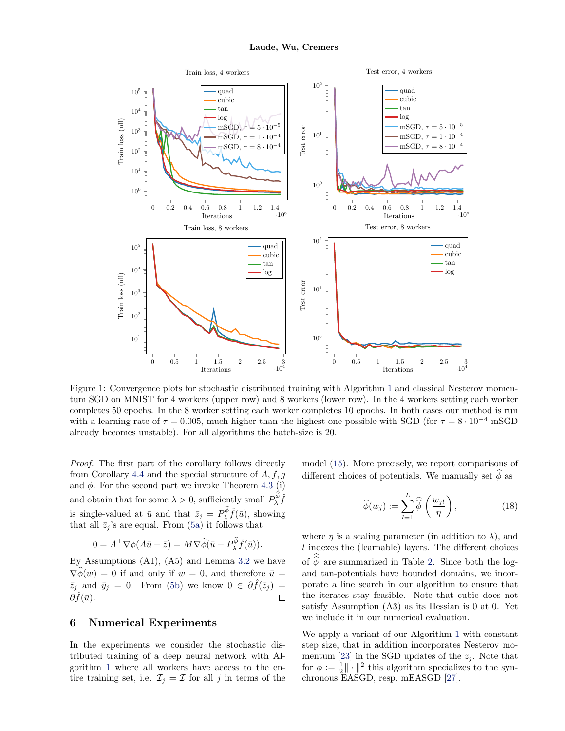Figure 1: Convergence plots for stochastic distributed training with Algorithm 1 and classical Nesterov momentum SGD on MNIST for 4 workers (upper row) and 8 workers (lower row). In the 4 workers setting each worker completes 50 epochs. In the 8 worker setting each worker completes 10 epochs. In both cases our method is run with a learning rate of $\tau = 0.005$, much higher than the highest one possible with SGD (for $\tau = 8 \cdot 10^{-4}$ mSGD already becomes unstable). For all algorithms the batch-size is 20.

*Proof.* The first part of the corollary follows directly from Corollary 4.4 and the special structure of $A, f, g$ and $\phi$. For the second part we invoke Theorem 4.3 (i) and obtain that for some $\lambda > 0$, sufficiently small $P_\lambda^{\widehat{\phi}} \hat{f}$ is single-valued at $\bar{u}$ and that $\bar{z}_j = P_\lambda^{\widehat{\phi}} \hat{f}(\bar{u})$, showing that all $\bar{z}_j$'s are equal. From (5a) it follows that

$$0 = A^\top \nabla \phi(A\bar{u} - \bar{z}) = M \nabla \widehat{\phi}(\bar{u} - P_\lambda^{\widehat{\phi}} \hat{f}(\bar{u})).$$

By Assumptions (A1), (A5) and Lemma 3.2 we have $\nabla \widehat{\phi}(w) = 0$ if and only if $w = 0$, and therefore $\bar{u} = \bar{z}_j$ and $\bar{y}_j = 0$. From (5b) we know $0 \in \partial \hat{f}(\bar{z}_j) = \partial \hat{f}(\bar{u})$. $\square$

## 6 Numerical Experiments

In the experiments we consider the stochastic distributed training of a deep neural network with Algorithm 1 where all workers have access to the entire training set, i.e. $\mathcal{I}_j = \mathcal{I}$ for all $j$ in terms of the model (15). More precisely, we report comparisons of different choices of potentials. We manually set $\widehat{\phi}$ as

$$\widehat{\phi}(w_j) := \sum_{l=1}^{L} \widehat{\widehat{\phi}} \left( \frac{w_{jl}}{\eta} \right), \tag{18}$$

where $\eta$ is a scaling parameter (in addition to $\lambda$), and $l$ indexes the (learnable) layers. The different choices of $\widehat{\widehat{\phi}}$ are summarized in Table 2. Since both the log- and tan-potentials have bounded domains, we incorporate a line search in our algorithm to ensure that the iterates stay feasible. Note that cubic does not satisfy Assumption (A3) as its Hessian is 0 at 0. Yet we include it in our numerical evaluation.

We apply a variant of our Algorithm 1 with constant step size, that in addition incorporates Nesterov momentum [23] in the SGD updates of the $z_j$. Note that for $\phi := \frac{1}{2}\|\cdot\|^2$ this algorithm specializes to the synchronous EASGD, resp. mEASGD [27].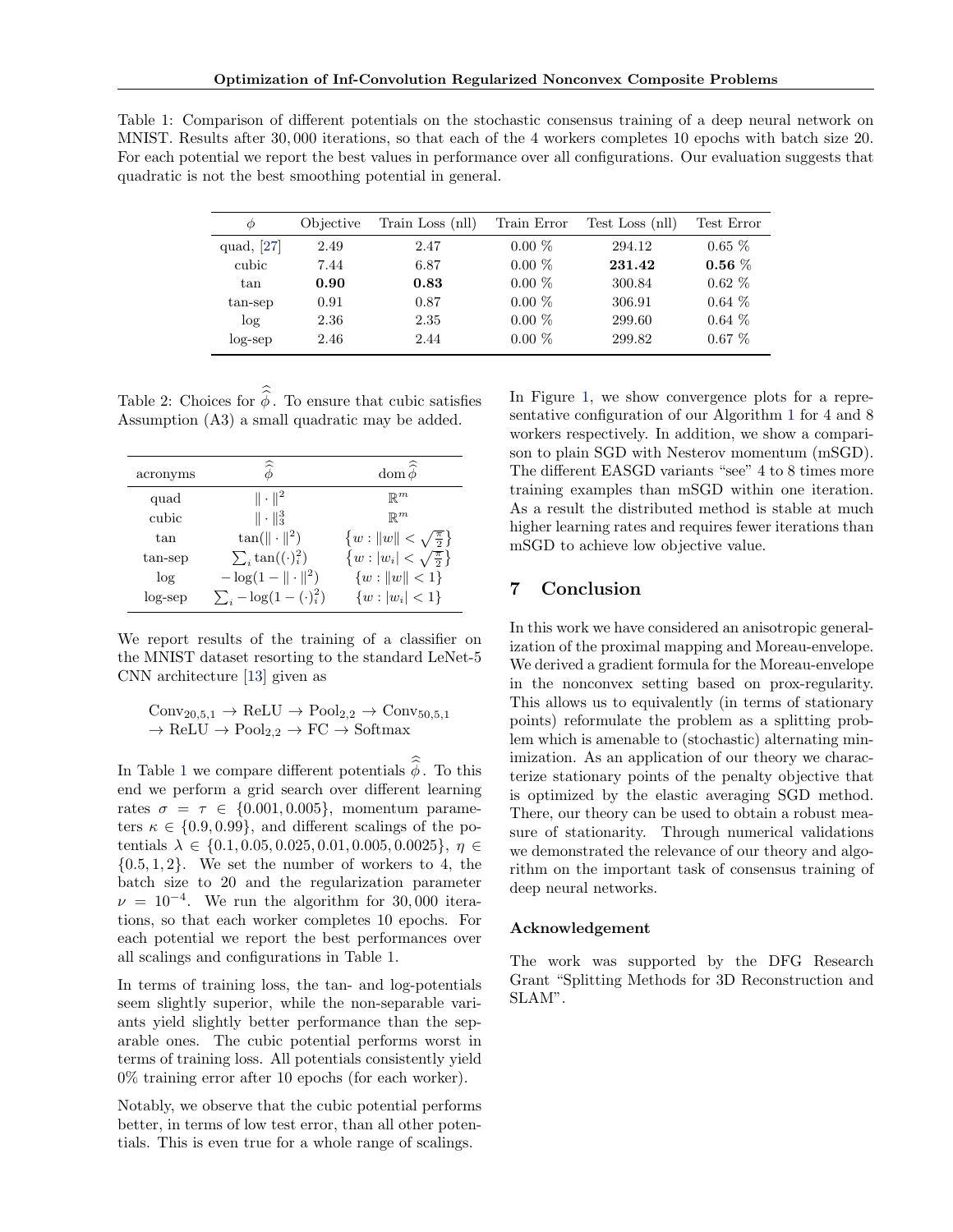Table 1: Comparison of different potentials on the stochastic consensus training of a deep neural network on MNIST. Results after 30,000 iterations, so that each of the 4 workers completes 10 epochs with batch size 20. For each potential we report the best values in performance over all configurations. Our evaluation suggests that quadratic is not the best smoothing potential in general.

| $\phi$ | Objective | Train Loss (nll) | Train Error | Test Loss (nll) | Test Error |
|---|---|---|---|---|---|
| quad, [27] | 2.49 | 2.47 | 0.00 % | 294.12 | 0.65 % |
| cubic | 7.44 | 6.87 | 0.00 % | **231.42** | **0.56** % |
| tan | **0.90** | **0.83** | 0.00 % | 300.84 | 0.62 % |
| tan-sep | 0.91 | 0.87 | 0.00 % | 306.91 | 0.64 % |
| log | 2.36 | 2.35 | 0.00 % | 299.60 | 0.64 % |
| log-sep | 2.46 | 2.44 | 0.00 % | 299.82 | 0.67 % |

Table 2: Choices for $\hat{\hat{\phi}}$. To ensure that cubic satisfies Assumption (A3) a small quadratic may be added.

| acronyms | $\hat{\hat{\phi}}$ | $\operatorname{dom} \hat{\hat{\phi}}$ |
|---|---|---|
| quad | $\lVert \cdot \rVert^2$ | $\mathbb{R}^m$ |
| cubic | $\lVert \cdot \rVert_3^3$ | $\mathbb{R}^m$ |
| tan | $\tan(\lVert \cdot \rVert^2)$ | $\{w : \lVert w \rVert < \sqrt{\frac{\pi}{2}}\}$ |
| tan-sep | $\sum_i \tan((\cdot)_i^2)$ | $\{w : \lvert w_i \rvert < \sqrt{\frac{\pi}{2}}\}$ |
| log | $-\log(1 - \lVert \cdot \rVert^2)$ | $\{w : \lVert w \rVert < 1\}$ |
| log-sep | $\sum_i -\log(1 - (\cdot)_i^2)$ | $\{w : \lvert w_i \rvert < 1\}$ |

We report results of the training of a classifier on the MNIST dataset resorting to the standard LeNet-5 CNN architecture [13] given as

$$\begin{aligned}&\mathrm{Conv}_{20,5,1} \to \mathrm{ReLU} \to \mathrm{Pool}_{2,2} \to \mathrm{Conv}_{50,5,1}\\ &\to \mathrm{ReLU} \to \mathrm{Pool}_{2,2} \to \mathrm{FC} \to \mathrm{Softmax}\end{aligned}$$

In Table 1 we compare different potentials $\hat{\hat{\phi}}$. To this end we perform a grid search over different learning rates $\sigma = \tau \in \{0.001, 0.005\}$, momentum parameters $\kappa \in \{0.9, 0.99\}$, and different scalings of the potentials $\lambda \in \{0.1, 0.05, 0.025, 0.01, 0.005, 0.0025\}$, $\eta \in \{0.5, 1, 2\}$. We set the number of workers to 4, the batch size to 20 and the regularization parameter $\nu = 10^{-4}$. We run the algorithm for 30,000 iterations, so that each worker completes 10 epochs. For each potential we report the best performances over all scalings and configurations in Table 1.

In terms of training loss, the tan- and log-potentials seem slightly superior, while the non-separable variants yield slightly better performance than the separable ones. The cubic potential performs worst in terms of training loss. All potentials consistently yield 0% training error after 10 epochs (for each worker).

Notably, we observe that the cubic potential performs better, in terms of low test error, than all other potentials. This is even true for a whole range of scalings.

In Figure 1, we show convergence plots for a representative configuration of our Algorithm 1 for 4 and 8 workers respectively. In addition, we show a comparison to plain SGD with Nesterov momentum (mSGD). The different EASGD variants "see" 4 to 8 times more training examples than mSGD within one iteration. As a result the distributed method is stable at much higher learning rates and requires fewer iterations than mSGD to achieve low objective value.

## 7 Conclusion

In this work we have considered an anisotropic generalization of the proximal mapping and Moreau-envelope. We derived a gradient formula for the Moreau-envelope in the nonconvex setting based on prox-regularity. This allows us to equivalently (in terms of stationary points) reformulate the problem as a splitting problem which is amenable to (stochastic) alternating minimization. As an application of our theory we characterize stationary points of the penalty objective that is optimized by the elastic averaging SGD method. There, our theory can be used to obtain a robust measure of stationarity. Through numerical validations we demonstrated the relevance of our theory and algorithm on the important task of consensus training of deep neural networks.

### Acknowledgement

The work was supported by the DFG Research Grant "Splitting Methods for 3D Reconstruction and SLAM".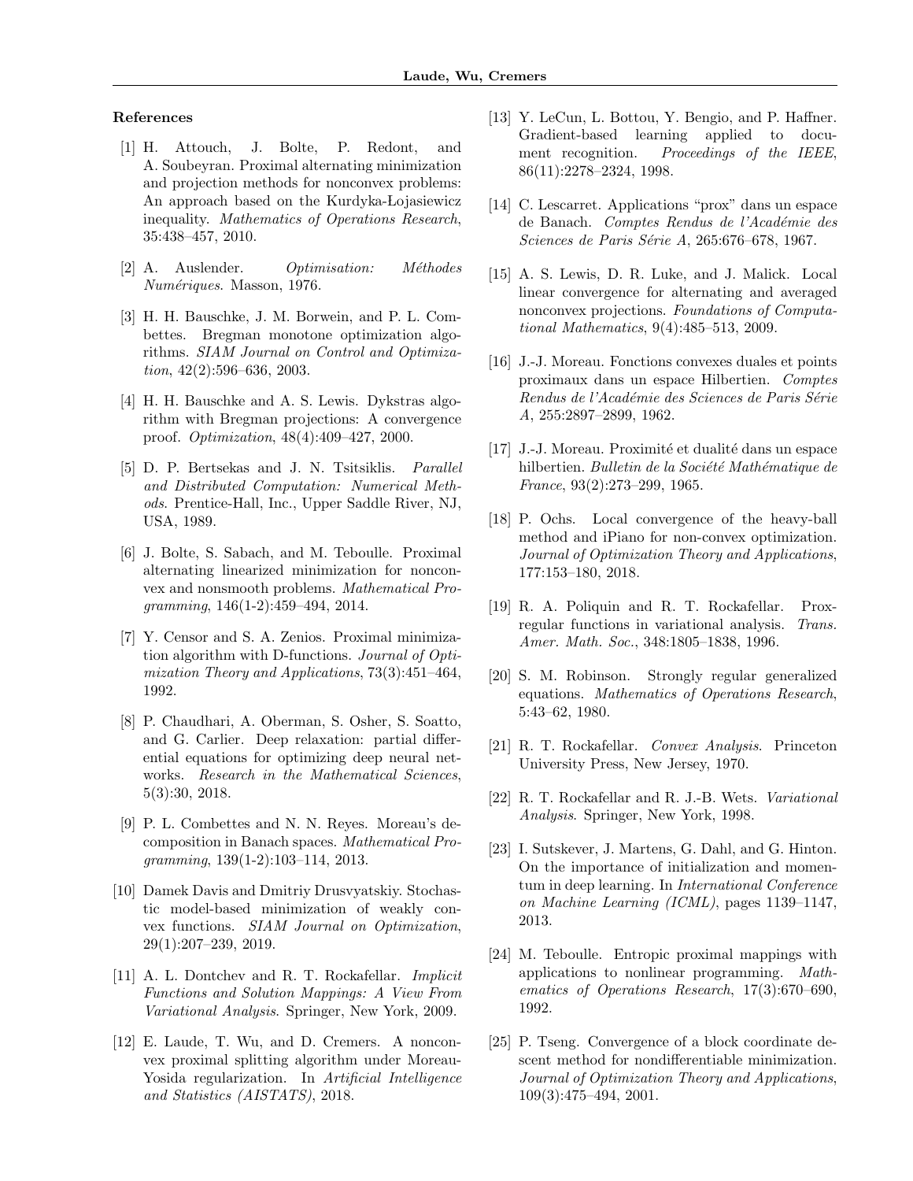## References

[1] H. Attouch, J. Bolte, P. Redont, and A. Soubeyran. Proximal alternating minimization and projection methods for nonconvex problems: An approach based on the Kurdyka-Lojasiewicz inequality. *Mathematics of Operations Research*, 35:438–457, 2010.

[2] A. Auslender. *Optimisation: Méthodes Numériques*. Masson, 1976.

[3] H. H. Bauschke, J. M. Borwein, and P. L. Combettes. Bregman monotone optimization algorithms. *SIAM Journal on Control and Optimization*, 42(2):596–636, 2003.

[4] H. H. Bauschke and A. S. Lewis. Dykstras algorithm with Bregman projections: A convergence proof. *Optimization*, 48(4):409–427, 2000.

[5] D. P. Bertsekas and J. N. Tsitsiklis. *Parallel and Distributed Computation: Numerical Methods*. Prentice-Hall, Inc., Upper Saddle River, NJ, USA, 1989.

[6] J. Bolte, S. Sabach, and M. Teboulle. Proximal alternating linearized minimization for nonconvex and nonsmooth problems. *Mathematical Programming*, 146(1-2):459–494, 2014.

[7] Y. Censor and S. A. Zenios. Proximal minimization algorithm with D-functions. *Journal of Optimization Theory and Applications*, 73(3):451–464, 1992.

[8] P. Chaudhari, A. Oberman, S. Osher, S. Soatto, and G. Carlier. Deep relaxation: partial differential equations for optimizing deep neural networks. *Research in the Mathematical Sciences*, 5(3):30, 2018.

[9] P. L. Combettes and N. N. Reyes. Moreau's decomposition in Banach spaces. *Mathematical Programming*, 139(1-2):103–114, 2013.

[10] Damek Davis and Dmitriy Drusvyatskiy. Stochastic model-based minimization of weakly convex functions. *SIAM Journal on Optimization*, 29(1):207–239, 2019.

[11] A. L. Dontchev and R. T. Rockafellar. *Implicit Functions and Solution Mappings: A View From Variational Analysis*. Springer, New York, 2009.

[12] E. Laude, T. Wu, and D. Cremers. A nonconvex proximal splitting algorithm under Moreau-Yosida regularization. In *Artificial Intelligence and Statistics (AISTATS)*, 2018.

[13] Y. LeCun, L. Bottou, Y. Bengio, and P. Haffner. Gradient-based learning applied to document recognition. *Proceedings of the IEEE*, 86(11):2278–2324, 1998.

[14] C. Lescarret. Applications "prox" dans un espace de Banach. *Comptes Rendus de l'Académie des Sciences de Paris Série A*, 265:676–678, 1967.

[15] A. S. Lewis, D. R. Luke, and J. Malick. Local linear convergence for alternating and averaged nonconvex projections. *Foundations of Computational Mathematics*, 9(4):485–513, 2009.

[16] J.-J. Moreau. Fonctions convexes duales et points proximaux dans un espace Hilbertien. *Comptes Rendus de l'Académie des Sciences de Paris Série A*, 255:2897–2899, 1962.

[17] J.-J. Moreau. Proximité et dualité dans un espace hilbertien. *Bulletin de la Société Mathématique de France*, 93(2):273–299, 1965.

[18] P. Ochs. Local convergence of the heavy-ball method and iPiano for non-convex optimization. *Journal of Optimization Theory and Applications*, 177:153–180, 2018.

[19] R. A. Poliquin and R. T. Rockafellar. Prox-regular functions in variational analysis. *Trans. Amer. Math. Soc.*, 348:1805–1838, 1996.

[20] S. M. Robinson. Strongly regular generalized equations. *Mathematics of Operations Research*, 5:43–62, 1980.

[21] R. T. Rockafellar. *Convex Analysis*. Princeton University Press, New Jersey, 1970.

[22] R. T. Rockafellar and R. J.-B. Wets. *Variational Analysis*. Springer, New York, 1998.

[23] I. Sutskever, J. Martens, G. Dahl, and G. Hinton. On the importance of initialization and momentum in deep learning. In *International Conference on Machine Learning (ICML)*, pages 1139–1147, 2013.

[24] M. Teboulle. Entropic proximal mappings with applications to nonlinear programming. *Mathematics of Operations Research*, 17(3):670–690, 1992.

[25] P. Tseng. Convergence of a block coordinate descent method for nondifferentiable minimization. *Journal of Optimization Theory and Applications*, 109(3):475–494, 2001.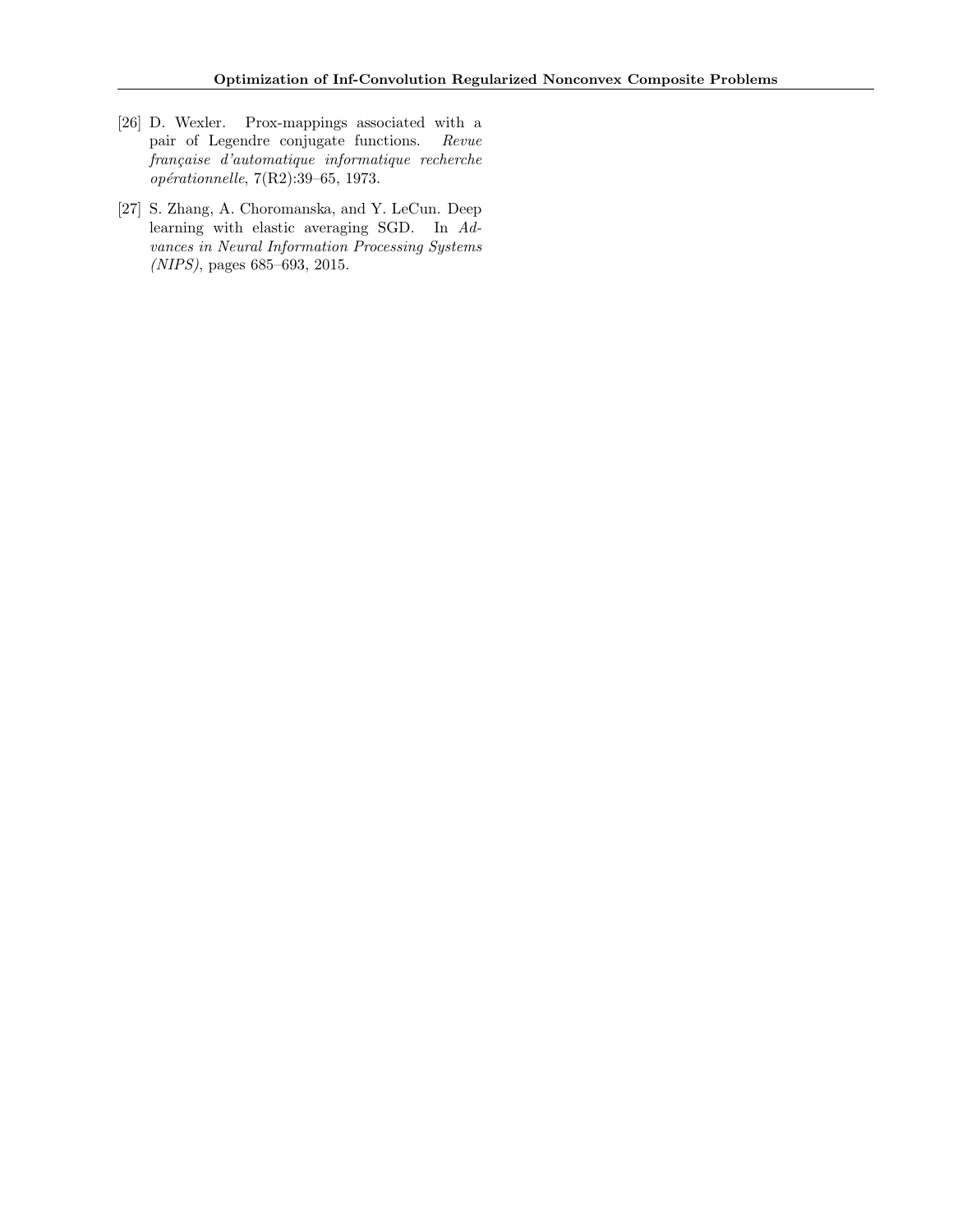[26] D. Wexler. Prox-mappings associated with a pair of Legendre conjugate functions. *Revue française d'automatique informatique recherche opérationnelle*, 7(R2):39–65, 1973.

[27] S. Zhang, A. Choromanska, and Y. LeCun. Deep learning with elastic averaging SGD. In *Advances in Neural Information Processing Systems (NIPS)*, pages 685–693, 2015.